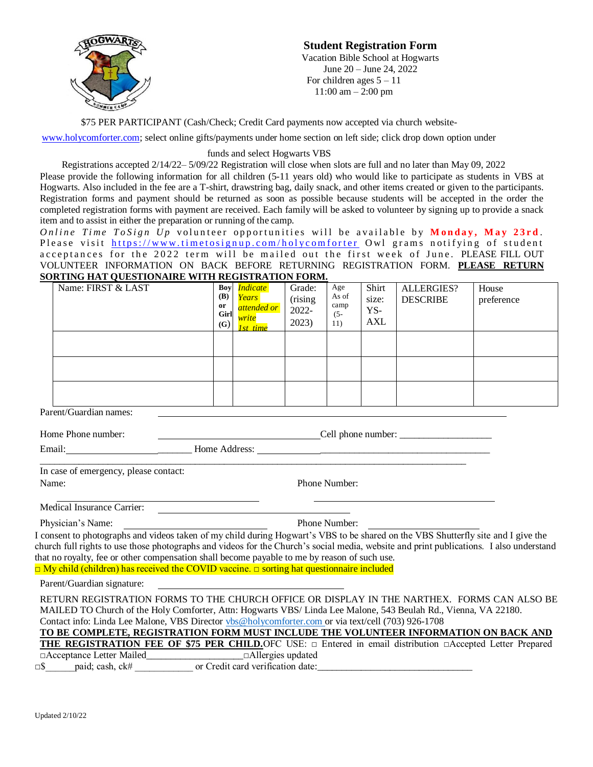# Student Registration Form

Vacation Bible School at Hogwarts
June 20 – June 24, 2022
For children ages 5 – 11
11:00 am – 2:00 pm

$75 PER PARTICIPANT (Cash/Check; Credit Card payments now accepted via church website- www.holycomforter.com; select online gifts/payments under home section on left side; click drop down option under funds and select Hogwarts VBS

Registrations accepted 2/14/22– 5/09/22 Registration will close when slots are full and no later than May 09, 2022

Please provide the following information for all children (5-11 years old) who would like to participate as students in VBS at Hogwarts. Also included in the fee are a T-shirt, drawstring bag, daily snack, and other items created or given to the participants. Registration forms and payment should be returned as soon as possible because students will be accepted in the order the completed registration forms with payment are received. Each family will be asked to volunteer by signing up to provide a snack item and to assist in either the preparation or running of the camp.

*Online Time ToSign Up* volunteer opportunities will be available by **Monday, May 23rd**. Please visit https://www.timetosignup.com/holycomforter Owl grams notifying of student acceptances for the 2022 term will be mailed out the first week of June. PLEASE FILL OUT VOLUNTEER INFORMATION ON BACK BEFORE RETURNING REGISTRATION FORM. **PLEASE RETURN SORTING HAT QUESTIONAIRE WITH REGISTRATION FORM.**

| Name: FIRST & LAST | Boy (B) or Girl (G) | *Indicate Years attended or write 1st time* | Grade: (rising 2022-2023) | Age As of camp (5-11) | Shirt size: YS-AXL | ALLERGIES? DESCRIBE | House preference |
|---|---|---|---|---|---|---|---|
| | | | | | | | |
| | | | | | | | |
| | | | | | | | |

Parent/Guardian names: ______________________________

Home Phone number: ______________________________ Cell phone number: __________________

Email: ___________________________ Home Address: ______________________________________________

In case of emergency, please contact:

Name: ______________________________ Phone Number: ______________________________

Medical Insurance Carrier: ______________________________

Physician's Name: ______________________________ Phone Number: ______________________

I consent to photographs and videos taken of my child during Hogwart's VBS to be shared on the VBS Shutterfly site and I give the church full rights to use those photographs and videos for the Church's social media, website and print publications. I also understand that no royalty, fee or other compensation shall become payable to me by reason of such use.

□ My child (children) has received the COVID vaccine. □ sorting hat questionnaire included

Parent/Guardian signature: ______________________________

RETURN REGISTRATION FORMS TO THE CHURCH OFFICE OR DISPLAY IN THE NARTHEX. FORMS CAN ALSO BE MAILED TO Church of the Holy Comforter, Attn: Hogwarts VBS/ Linda Lee Malone, 543 Beulah Rd., Vienna, VA 22180. Contact info: Linda Lee Malone, VBS Director vbs@holycomforter.com or via text/cell (703) 926-1708

**TO BE COMPLETE, REGISTRATION FORM MUST INCLUDE THE VOLUNTEER INFORMATION ON BACK AND THE REGISTRATION FEE OF $75 PER CHILD.** OFC USE: □ Entered in email distribution □Accepted Letter Prepared □Acceptance Letter Mailed__________________ □Allergies updated

□$______paid; cash, ck# ____________ or Credit card verification date:______________________________

Updated 2/10/22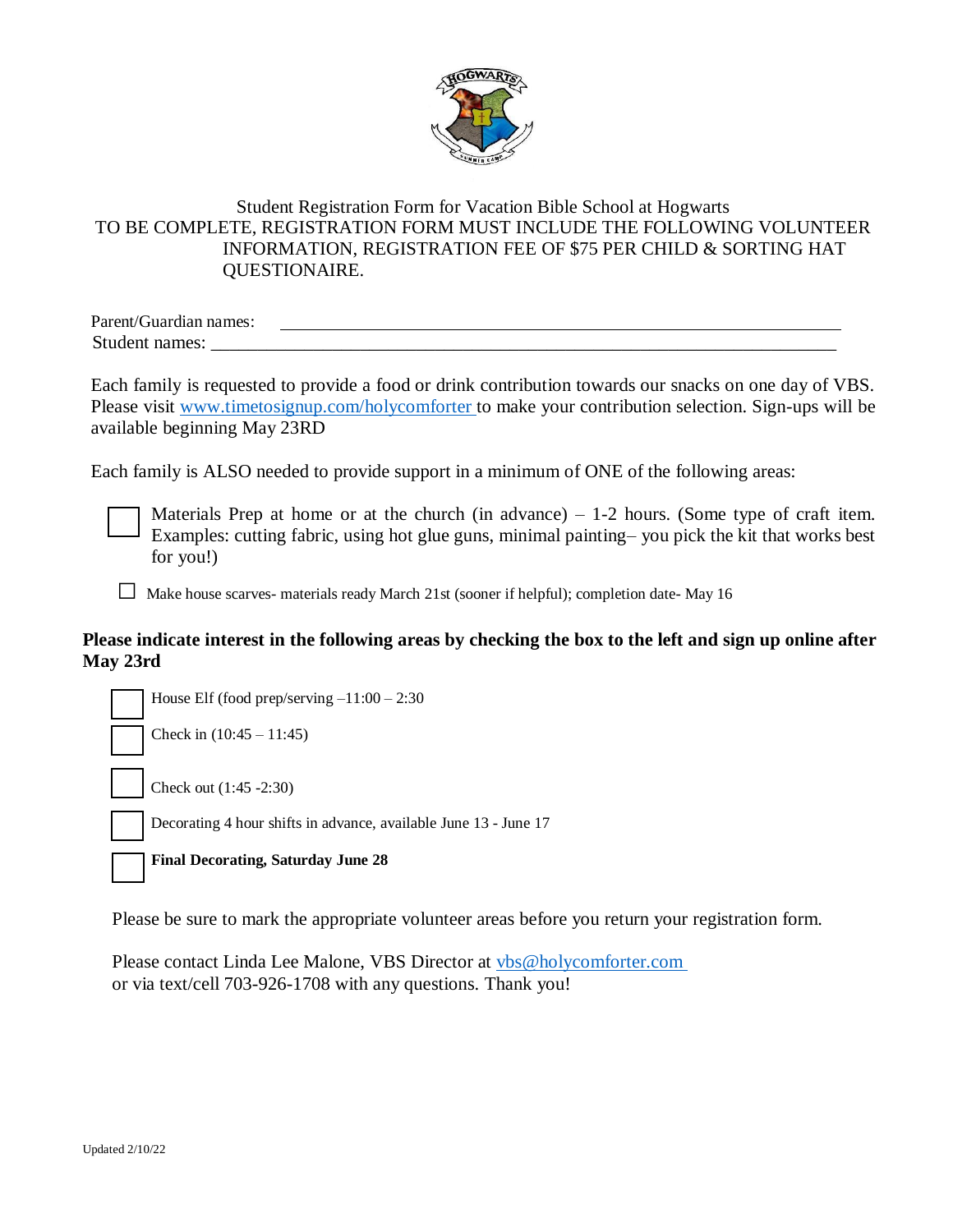Student Registration Form for Vacation Bible School at Hogwarts

TO BE COMPLETE, REGISTRATION FORM MUST INCLUDE THE FOLLOWING VOLUNTEER INFORMATION, REGISTRATION FEE OF $75 PER CHILD & SORTING HAT QUESTIONAIRE.

Parent/Guardian names: ____________________________________________________________

Student names: ____________________________________________________________

Each family is requested to provide a food or drink contribution towards our snacks on one day of VBS. Please visit www.timetosignup.com/holycomforter to make your contribution selection. Sign-ups will be available beginning May 23RD

Each family is ALSO needed to provide support in a minimum of ONE of the following areas:

☐ Materials Prep at home or at the church (in advance) – 1-2 hours. (Some type of craft item. Examples: cutting fabric, using hot glue guns, minimal painting– you pick the kit that works best for you!)

☐ Make house scarves- materials ready March 21st (sooner if helpful); completion date- May 16

**Please indicate interest in the following areas by checking the box to the left and sign up online after May 23rd**

☐ House Elf (food prep/serving –11:00 – 2:30

☐ Check in (10:45 – 11:45)

☐ Check out (1:45 -2:30)

☐ Decorating 4 hour shifts in advance, available June 13 - June 17

☐ **Final Decorating, Saturday June 28**

Please be sure to mark the appropriate volunteer areas before you return your registration form.

Please contact Linda Lee Malone, VBS Director at vbs@holycomforter.com or via text/cell 703-926-1708 with any questions. Thank you!

Updated 2/10/22